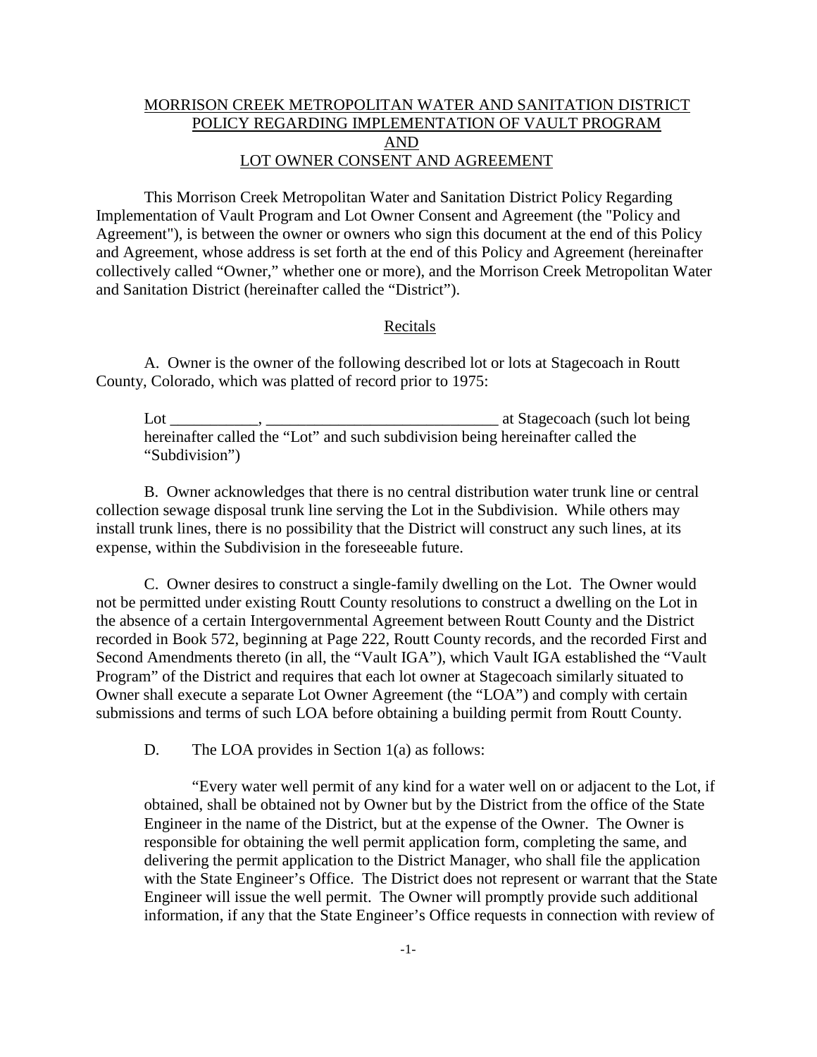MORRISON CREEK METROPOLITAN WATER AND SANITATION DISTRICT
POLICY REGARDING IMPLEMENTATION OF VAULT PROGRAM
AND
LOT OWNER CONSENT AND AGREEMENT

This Morrison Creek Metropolitan Water and Sanitation District Policy Regarding Implementation of Vault Program and Lot Owner Consent and Agreement (the "Policy and Agreement"), is between the owner or owners who sign this document at the end of this Policy and Agreement, whose address is set forth at the end of this Policy and Agreement (hereinafter collectively called "Owner," whether one or more), and the Morrison Creek Metropolitan Water and Sanitation District (hereinafter called the "District").

Recitals

A. Owner is the owner of the following described lot or lots at Stagecoach in Routt County, Colorado, which was platted of record prior to 1975:

> Lot ___________, ______________________________ at Stagecoach (such lot being hereinafter called the "Lot" and such subdivision being hereinafter called the "Subdivision")

B. Owner acknowledges that there is no central distribution water trunk line or central collection sewage disposal trunk line serving the Lot in the Subdivision. While others may install trunk lines, there is no possibility that the District will construct any such lines, at its expense, within the Subdivision in the foreseeable future.

C. Owner desires to construct a single-family dwelling on the Lot. The Owner would not be permitted under existing Routt County resolutions to construct a dwelling on the Lot in the absence of a certain Intergovernmental Agreement between Routt County and the District recorded in Book 572, beginning at Page 222, Routt County records, and the recorded First and Second Amendments thereto (in all, the "Vault IGA"), which Vault IGA established the "Vault Program" of the District and requires that each lot owner at Stagecoach similarly situated to Owner shall execute a separate Lot Owner Agreement (the "LOA") and comply with certain submissions and terms of such LOA before obtaining a building permit from Routt County.

D. The LOA provides in Section 1(a) as follows:

> "Every water well permit of any kind for a water well on or adjacent to the Lot, if obtained, shall be obtained not by Owner but by the District from the office of the State Engineer in the name of the District, but at the expense of the Owner. The Owner is responsible for obtaining the well permit application form, completing the same, and delivering the permit application to the District Manager, who shall file the application with the State Engineer's Office. The District does not represent or warrant that the State Engineer will issue the well permit. The Owner will promptly provide such additional information, if any that the State Engineer's Office requests in connection with review of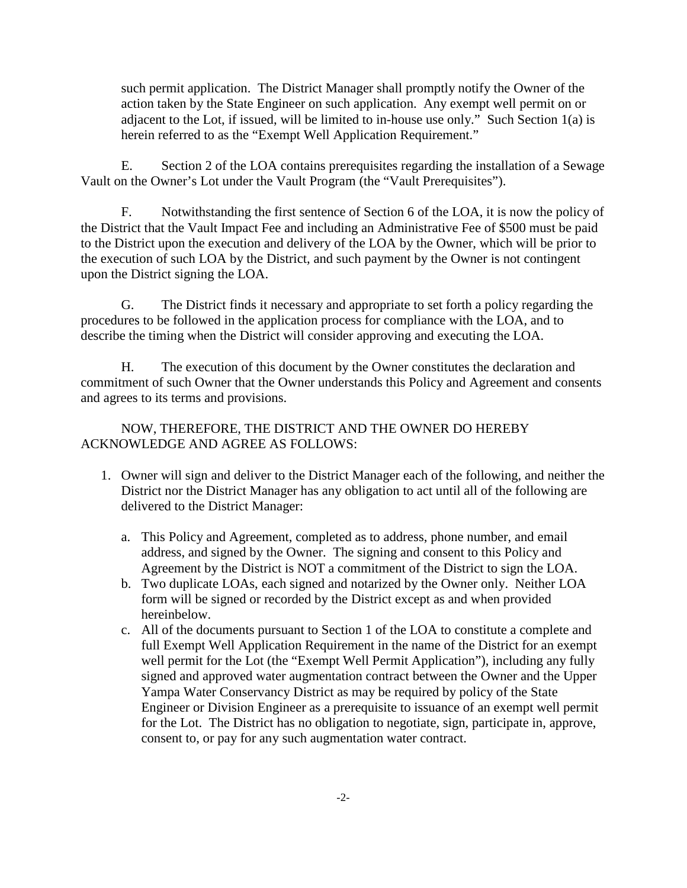such permit application. The District Manager shall promptly notify the Owner of the action taken by the State Engineer on such application. Any exempt well permit on or adjacent to the Lot, if issued, will be limited to in-house use only." Such Section 1(a) is herein referred to as the "Exempt Well Application Requirement."

E. Section 2 of the LOA contains prerequisites regarding the installation of a Sewage Vault on the Owner's Lot under the Vault Program (the "Vault Prerequisites").

F. Notwithstanding the first sentence of Section 6 of the LOA, it is now the policy of the District that the Vault Impact Fee and including an Administrative Fee of $500 must be paid to the District upon the execution and delivery of the LOA by the Owner, which will be prior to the execution of such LOA by the District, and such payment by the Owner is not contingent upon the District signing the LOA.

G. The District finds it necessary and appropriate to set forth a policy regarding the procedures to be followed in the application process for compliance with the LOA, and to describe the timing when the District will consider approving and executing the LOA.

H. The execution of this document by the Owner constitutes the declaration and commitment of such Owner that the Owner understands this Policy and Agreement and consents and agrees to its terms and provisions.

NOW, THEREFORE, THE DISTRICT AND THE OWNER DO HEREBY ACKNOWLEDGE AND AGREE AS FOLLOWS:

1. Owner will sign and deliver to the District Manager each of the following, and neither the District nor the District Manager has any obligation to act until all of the following are delivered to the District Manager:

   a. This Policy and Agreement, completed as to address, phone number, and email address, and signed by the Owner. The signing and consent to this Policy and Agreement by the District is NOT a commitment of the District to sign the LOA.
   b. Two duplicate LOAs, each signed and notarized by the Owner only. Neither LOA form will be signed or recorded by the District except as and when provided hereinbelow.
   c. All of the documents pursuant to Section 1 of the LOA to constitute a complete and full Exempt Well Application Requirement in the name of the District for an exempt well permit for the Lot (the "Exempt Well Permit Application"), including any fully signed and approved water augmentation contract between the Owner and the Upper Yampa Water Conservancy District as may be required by policy of the State Engineer or Division Engineer as a prerequisite to issuance of an exempt well permit for the Lot. The District has no obligation to negotiate, sign, participate in, approve, consent to, or pay for any such augmentation water contract.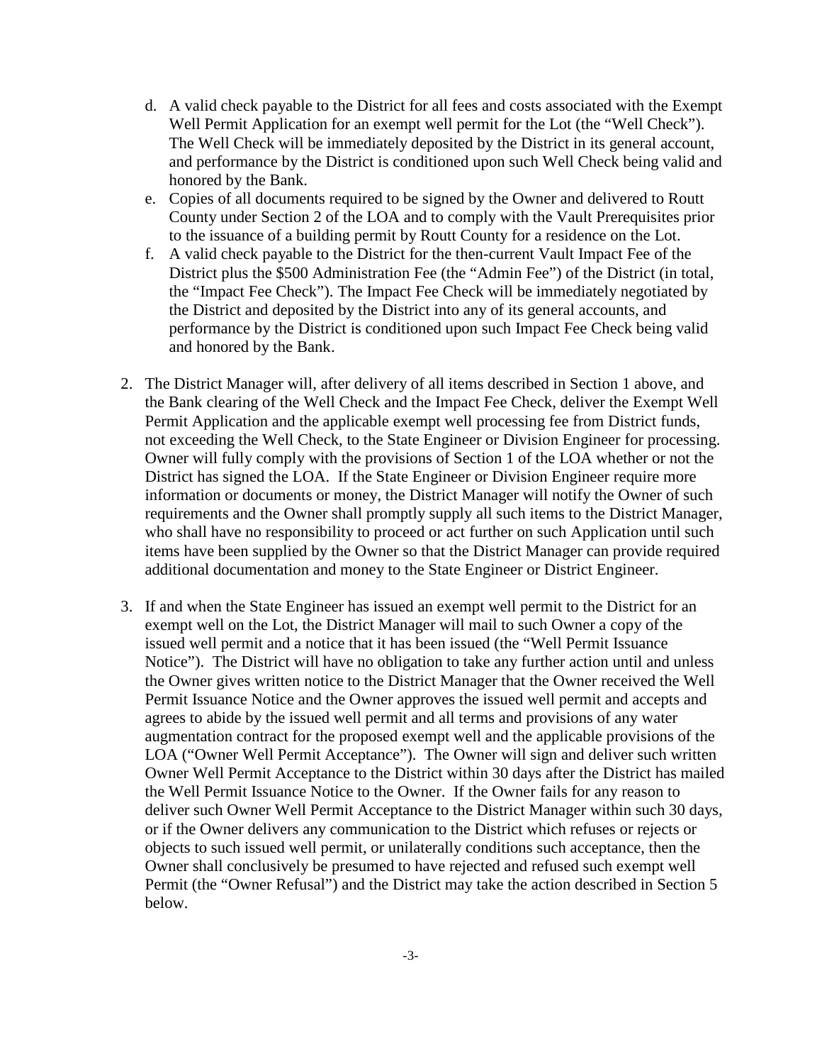d. A valid check payable to the District for all fees and costs associated with the Exempt Well Permit Application for an exempt well permit for the Lot (the "Well Check"). The Well Check will be immediately deposited by the District in its general account, and performance by the District is conditioned upon such Well Check being valid and honored by the Bank.

e. Copies of all documents required to be signed by the Owner and delivered to Routt County under Section 2 of the LOA and to comply with the Vault Prerequisites prior to the issuance of a building permit by Routt County for a residence on the Lot.

f. A valid check payable to the District for the then-current Vault Impact Fee of the District plus the $500 Administration Fee (the "Admin Fee") of the District (in total, the "Impact Fee Check"). The Impact Fee Check will be immediately negotiated by the District and deposited by the District into any of its general accounts, and performance by the District is conditioned upon such Impact Fee Check being valid and honored by the Bank.

2. The District Manager will, after delivery of all items described in Section 1 above, and the Bank clearing of the Well Check and the Impact Fee Check, deliver the Exempt Well Permit Application and the applicable exempt well processing fee from District funds, not exceeding the Well Check, to the State Engineer or Division Engineer for processing. Owner will fully comply with the provisions of Section 1 of the LOA whether or not the District has signed the LOA. If the State Engineer or Division Engineer require more information or documents or money, the District Manager will notify the Owner of such requirements and the Owner shall promptly supply all such items to the District Manager, who shall have no responsibility to proceed or act further on such Application until such items have been supplied by the Owner so that the District Manager can provide required additional documentation and money to the State Engineer or District Engineer.

3. If and when the State Engineer has issued an exempt well permit to the District for an exempt well on the Lot, the District Manager will mail to such Owner a copy of the issued well permit and a notice that it has been issued (the "Well Permit Issuance Notice"). The District will have no obligation to take any further action until and unless the Owner gives written notice to the District Manager that the Owner received the Well Permit Issuance Notice and the Owner approves the issued well permit and accepts and agrees to abide by the issued well permit and all terms and provisions of any water augmentation contract for the proposed exempt well and the applicable provisions of the LOA ("Owner Well Permit Acceptance"). The Owner will sign and deliver such written Owner Well Permit Acceptance to the District within 30 days after the District has mailed the Well Permit Issuance Notice to the Owner. If the Owner fails for any reason to deliver such Owner Well Permit Acceptance to the District Manager within such 30 days, or if the Owner delivers any communication to the District which refuses or rejects or objects to such issued well permit, or unilaterally conditions such acceptance, then the Owner shall conclusively be presumed to have rejected and refused such exempt well Permit (the "Owner Refusal") and the District may take the action described in Section 5 below.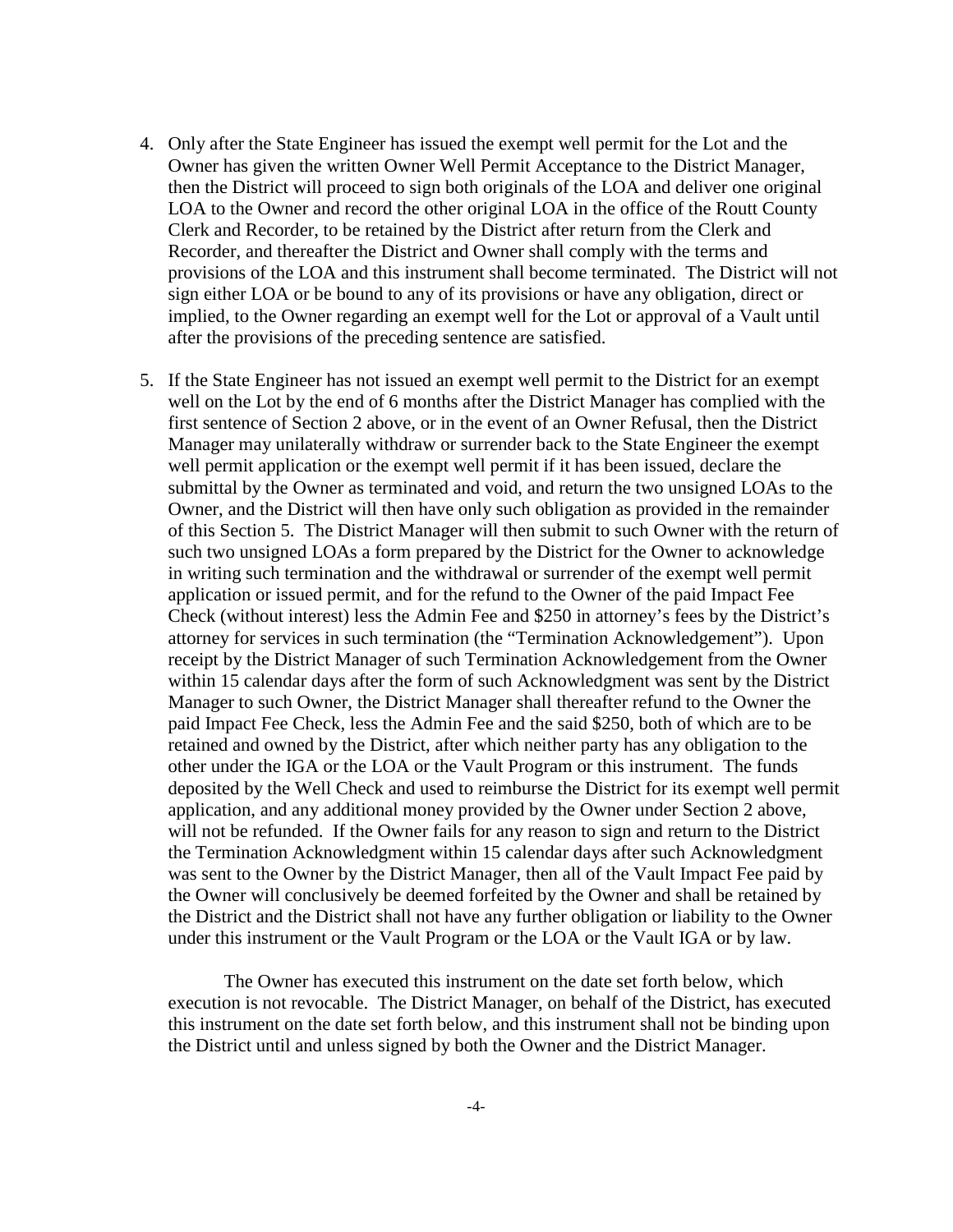4. Only after the State Engineer has issued the exempt well permit for the Lot and the Owner has given the written Owner Well Permit Acceptance to the District Manager, then the District will proceed to sign both originals of the LOA and deliver one original LOA to the Owner and record the other original LOA in the office of the Routt County Clerk and Recorder, to be retained by the District after return from the Clerk and Recorder, and thereafter the District and Owner shall comply with the terms and provisions of the LOA and this instrument shall become terminated. The District will not sign either LOA or be bound to any of its provisions or have any obligation, direct or implied, to the Owner regarding an exempt well for the Lot or approval of a Vault until after the provisions of the preceding sentence are satisfied.

5. If the State Engineer has not issued an exempt well permit to the District for an exempt well on the Lot by the end of 6 months after the District Manager has complied with the first sentence of Section 2 above, or in the event of an Owner Refusal, then the District Manager may unilaterally withdraw or surrender back to the State Engineer the exempt well permit application or the exempt well permit if it has been issued, declare the submittal by the Owner as terminated and void, and return the two unsigned LOAs to the Owner, and the District will then have only such obligation as provided in the remainder of this Section 5. The District Manager will then submit to such Owner with the return of such two unsigned LOAs a form prepared by the District for the Owner to acknowledge in writing such termination and the withdrawal or surrender of the exempt well permit application or issued permit, and for the refund to the Owner of the paid Impact Fee Check (without interest) less the Admin Fee and $250 in attorney's fees by the District's attorney for services in such termination (the "Termination Acknowledgement"). Upon receipt by the District Manager of such Termination Acknowledgement from the Owner within 15 calendar days after the form of such Acknowledgment was sent by the District Manager to such Owner, the District Manager shall thereafter refund to the Owner the paid Impact Fee Check, less the Admin Fee and the said $250, both of which are to be retained and owned by the District, after which neither party has any obligation to the other under the IGA or the LOA or the Vault Program or this instrument. The funds deposited by the Well Check and used to reimburse the District for its exempt well permit application, and any additional money provided by the Owner under Section 2 above, will not be refunded. If the Owner fails for any reason to sign and return to the District the Termination Acknowledgment within 15 calendar days after such Acknowledgment was sent to the Owner by the District Manager, then all of the Vault Impact Fee paid by the Owner will conclusively be deemed forfeited by the Owner and shall be retained by the District and the District shall not have any further obligation or liability to the Owner under this instrument or the Vault Program or the LOA or the Vault IGA or by law.

The Owner has executed this instrument on the date set forth below, which execution is not revocable. The District Manager, on behalf of the District, has executed this instrument on the date set forth below, and this instrument shall not be binding upon the District until and unless signed by both the Owner and the District Manager.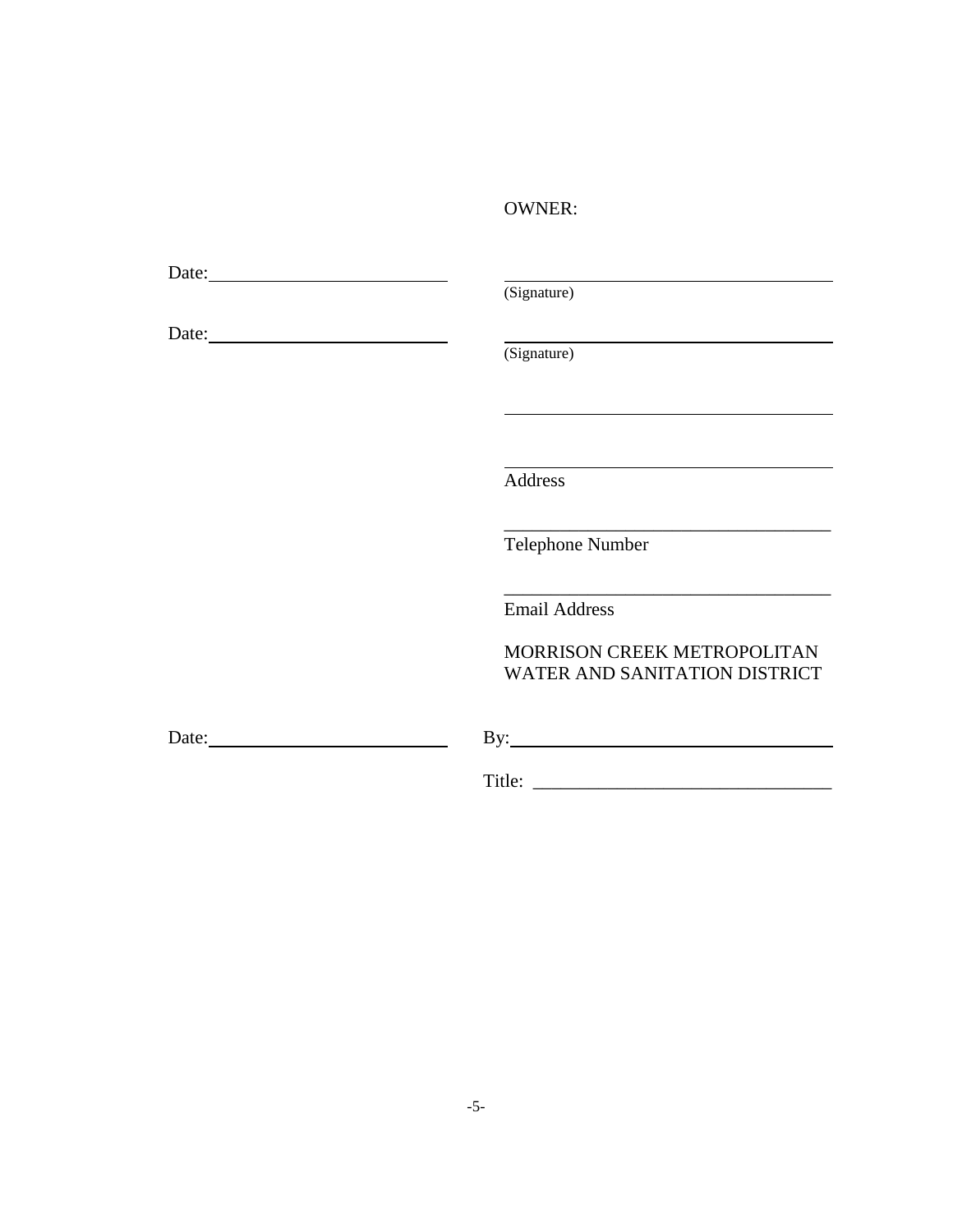OWNER:

Date:\_\_\_\_\_\_\_\_\_\_\_\_\_\_\_\_\_\_\_\_\_\_\_\_\_\_ \_\_\_\_\_\_\_\_\_\_\_\_\_\_\_\_\_\_\_\_\_\_\_\_\_\_\_\_\_\_\_\_\_\_\_\_

(Signature)

Date:\_\_\_\_\_\_\_\_\_\_\_\_\_\_\_\_\_\_\_\_\_\_\_\_\_\_ \_\_\_\_\_\_\_\_\_\_\_\_\_\_\_\_\_\_\_\_\_\_\_\_\_\_\_\_\_\_\_\_\_\_\_\_

(Signature)

\_\_\_\_\_\_\_\_\_\_\_\_\_\_\_\_\_\_\_\_\_\_\_\_\_\_\_\_\_\_\_\_\_\_\_\_

\_\_\_\_\_\_\_\_\_\_\_\_\_\_\_\_\_\_\_\_\_\_\_\_\_\_\_\_\_\_\_\_\_\_\_\_

Address

\_\_\_\_\_\_\_\_\_\_\_\_\_\_\_\_\_\_\_\_\_\_\_\_\_\_\_\_\_\_\_\_\_\_\_\_

Telephone Number

\_\_\_\_\_\_\_\_\_\_\_\_\_\_\_\_\_\_\_\_\_\_\_\_\_\_\_\_\_\_\_\_\_\_\_\_

Email Address

MORRISON CREEK METROPOLITAN
WATER AND SANITATION DISTRICT

Date:\_\_\_\_\_\_\_\_\_\_\_\_\_\_\_\_\_\_\_\_\_\_\_\_\_\_ By:\_\_\_\_\_\_\_\_\_\_\_\_\_\_\_\_\_\_\_\_\_\_\_\_\_\_\_\_\_\_\_\_\_\_

Title: \_\_\_\_\_\_\_\_\_\_\_\_\_\_\_\_\_\_\_\_\_\_\_\_\_\_\_\_\_\_\_\_